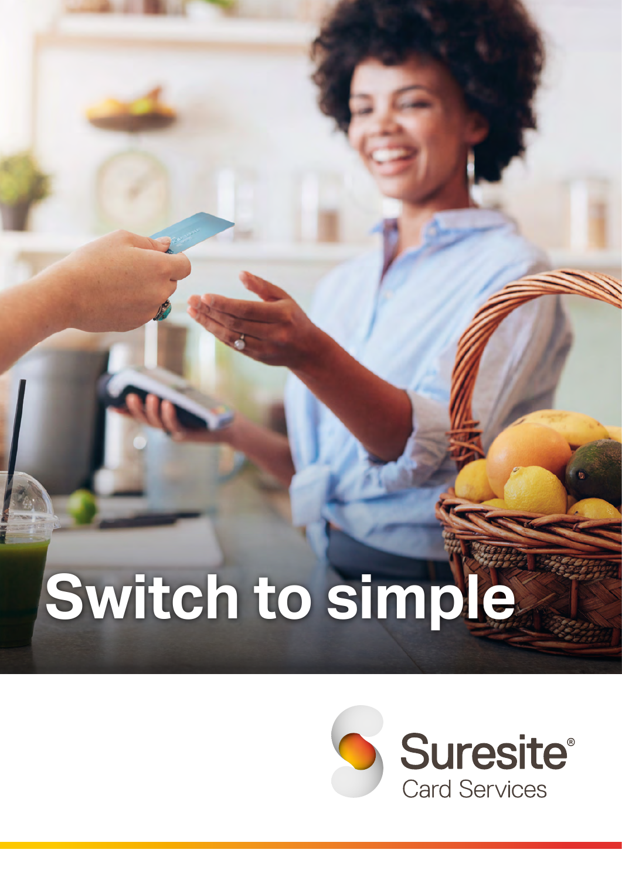# Switch to simple

Suresite®
Card Services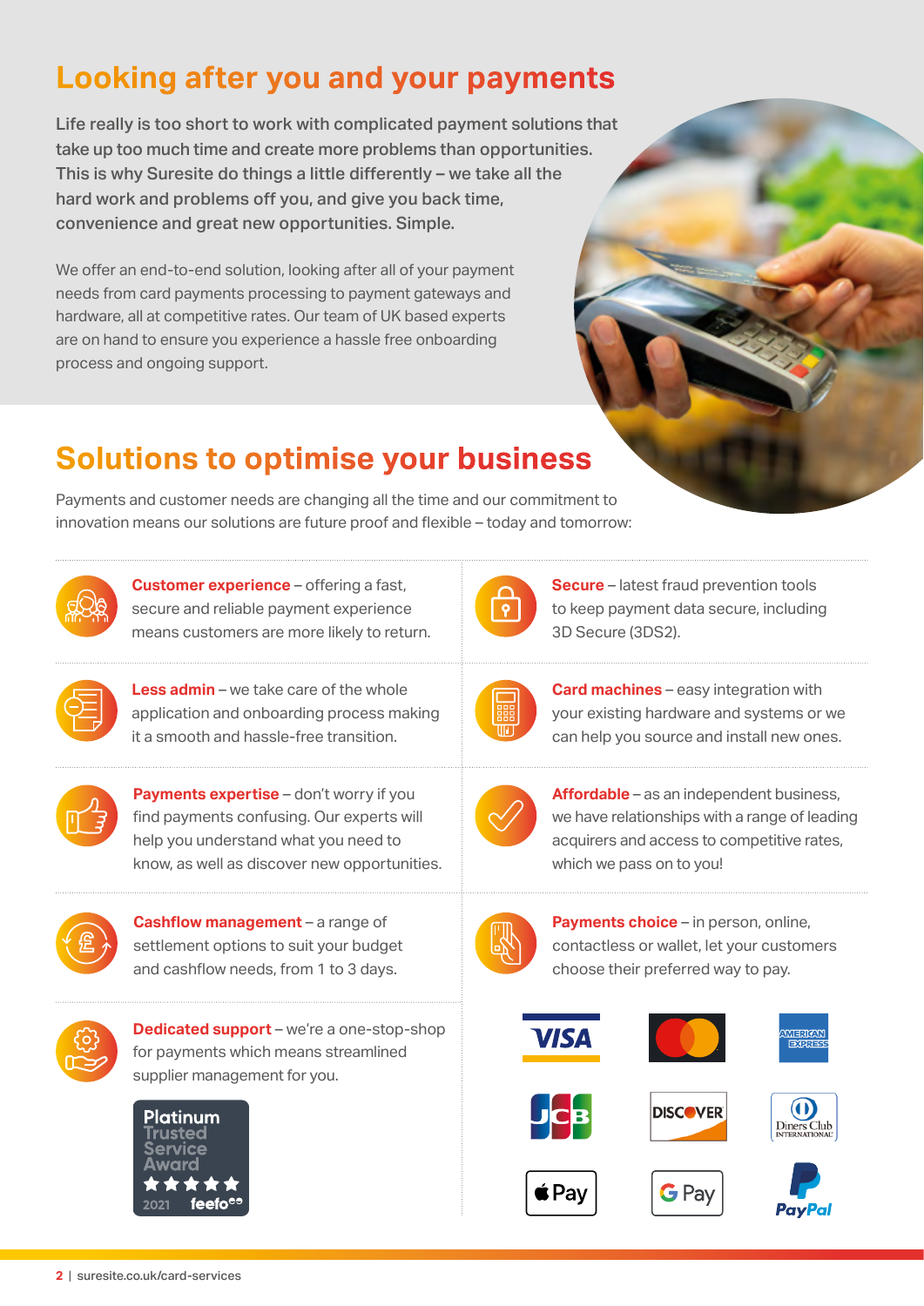# Looking after you and your payments

**Life really is too short to work with complicated payment solutions that take up too much time and create more problems than opportunities. This is why Suresite do things a little differently – we take all the hard work and problems off you, and give you back time, convenience and great new opportunities. Simple.**

We offer an end-to-end solution, looking after all of your payment needs from card payments processing to payment gateways and hardware, all at competitive rates. Our team of UK based experts are on hand to ensure you experience a hassle free onboarding process and ongoing support.

# Solutions to optimise your business

Payments and customer needs are changing all the time and our commitment to innovation means our solutions are future proof and flexible – today and tomorrow:

- **Customer experience** – offering a fast, secure and reliable payment experience means customers are more likely to return.
- **Less admin** – we take care of the whole application and onboarding process making it a smooth and hassle-free transition.
- **Payments expertise** – don't worry if you find payments confusing. Our experts will help you understand what you need to know, as well as discover new opportunities.
- **Cashflow management** – a range of settlement options to suit your budget and cashflow needs, from 1 to 3 days.
- **Dedicated support** – we're a one-stop-shop for payments which means streamlined supplier management for you.
- **Secure** – latest fraud prevention tools to keep payment data secure, including 3D Secure (3DS2).
- **Card machines** – easy integration with your existing hardware and systems or we can help you source and install new ones.
- **Affordable** – as an independent business, we have relationships with a range of leading acquirers and access to competitive rates, which we pass on to you!
- **Payments choice** – in person, online, contactless or wallet, let your customers choose their preferred way to pay.

Platinum Trusted Service Award 2021 feefo

VISA | Mastercard | American Express | JCB | DISCOVER | Diners Club International | Apple Pay | G Pay | PayPal

suresite.co.uk/card-services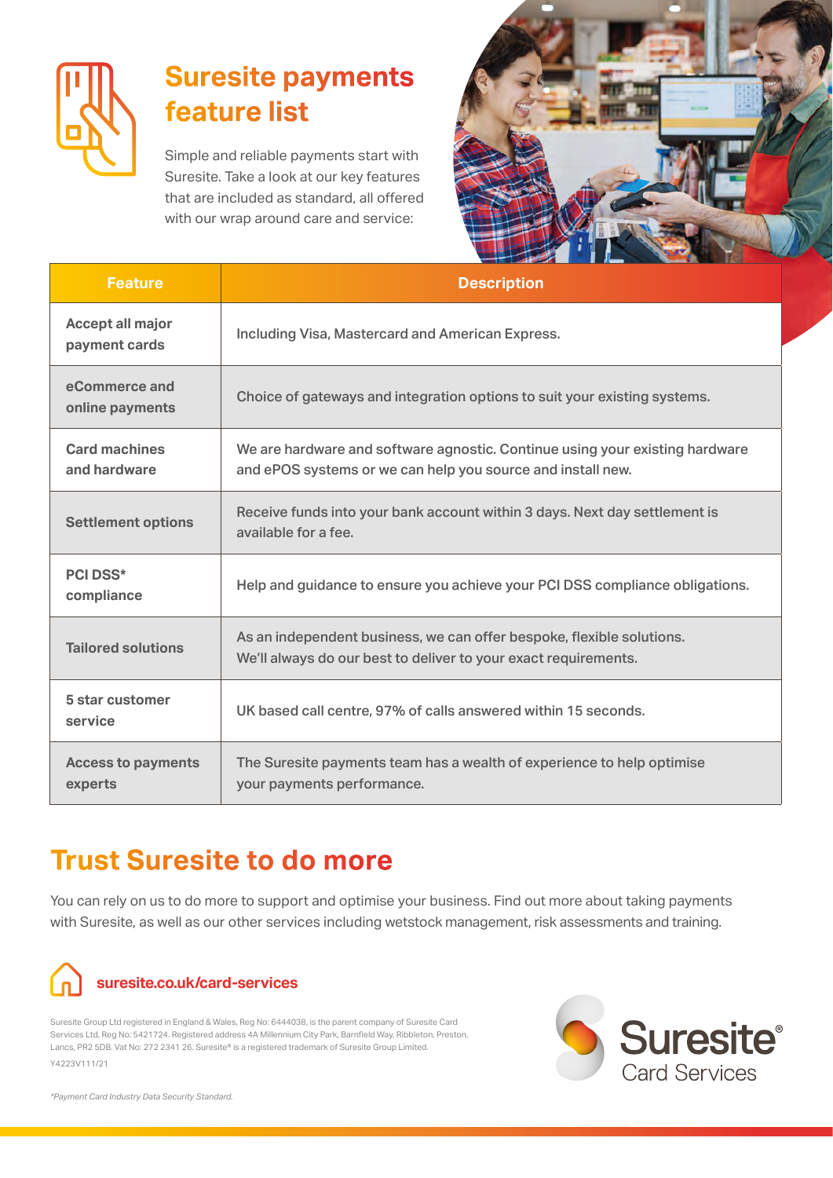# Suresite payments feature list

Simple and reliable payments start with Suresite. Take a look at our key features that are included as standard, all offered with our wrap around care and service:

| Feature | Description |
|---|---|
| Accept all major payment cards | Including Visa, Mastercard and American Express. |
| eCommerce and online payments | Choice of gateways and integration options to suit your existing systems. |
| Card machines and hardware | We are hardware and software agnostic. Continue using your existing hardware and ePOS systems or we can help you source and install new. |
| Settlement options | Receive funds into your bank account within 3 days. Next day settlement is available for a fee. |
| PCI DSS* compliance | Help and guidance to ensure you achieve your PCI DSS compliance obligations. |
| Tailored solutions | As an independent business, we can offer bespoke, flexible solutions. We'll always do our best to deliver to your exact requirements. |
| 5 star customer service | UK based call centre, 97% of calls answered within 15 seconds. |
| Access to payments experts | The Suresite payments team has a wealth of experience to help optimise your payments performance. |

## Trust Suresite to do more

You can rely on us to do more to support and optimise your business. Find out more about taking payments with Suresite, as well as our other services including wetstock management, risk assessments and training.

**suresite.co.uk/card-services**

Suresite Group Ltd registered in England & Wales, Reg No: 6444038, is the parent company of Suresite Card Services Ltd, Reg No: 5421724. Registered address 4A Millennium City Park, Barnfield Way, Ribbleton, Preston, Lancs, PR2 5DB. Vat No: 272 2341 26. Suresite® is a registered trademark of Suresite Group Limited.

Y4223V111/21

Suresite® Card Services

*\*Payment Card Industry Data Security Standard.*